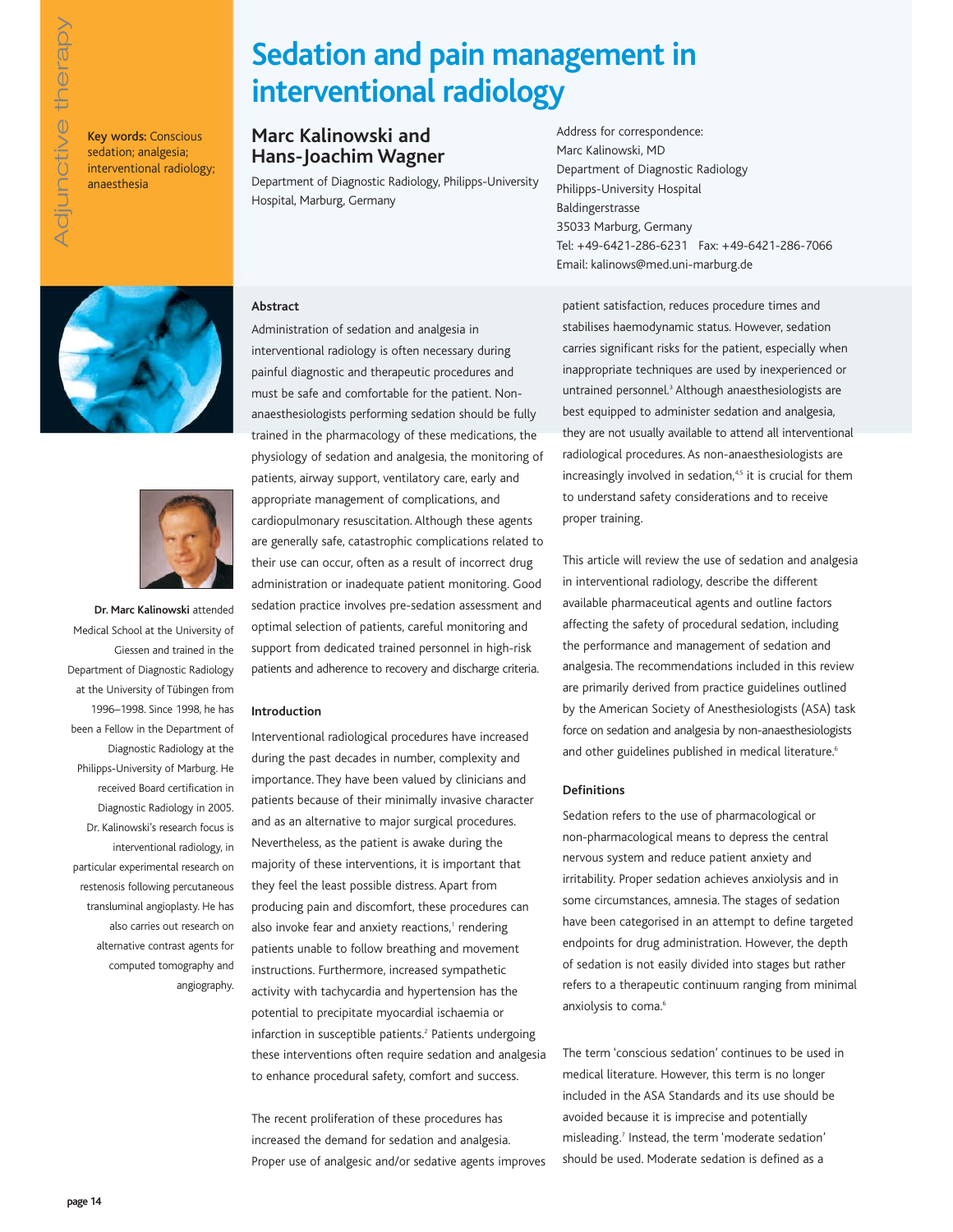# Sedation and pain management in interventional radiology

**Key words:** Conscious sedation; analgesia; interventional radiology; anaesthesia

## Marc Kalinowski and Hans-Joachim Wagner

Department of Diagnostic Radiology, Philipps-University Hospital, Marburg, Germany

Address for correspondence:
Marc Kalinowski, MD
Department of Diagnostic Radiology
Philipps-University Hospital
Baldingerstrasse
35033 Marburg, Germany
Tel: +49-6421-286-6231 Fax: +49-6421-286-7066
Email: kalinows@med.uni-marburg.de

**Dr. Marc Kalinowski** attended Medical School at the University of Giessen and trained in the Department of Diagnostic Radiology at the University of Tübingen from 1996–1998. Since 1998, he has been a Fellow in the Department of Diagnostic Radiology at the Philipps-University of Marburg. He received Board certification in Diagnostic Radiology in 2005. Dr. Kalinowski's research focus is interventional radiology, in particular experimental research on restenosis following percutaneous transluminal angioplasty. He has also carries out research on alternative contrast agents for computed tomography and angiography.

### Abstract

Administration of sedation and analgesia in interventional radiology is often necessary during painful diagnostic and therapeutic procedures and must be safe and comfortable for the patient. Non-anaesthesiologists performing sedation should be fully trained in the pharmacology of these medications, the physiology of sedation and analgesia, the monitoring of patients, airway support, ventilatory care, early and appropriate management of complications, and cardiopulmonary resuscitation. Although these agents are generally safe, catastrophic complications related to their use can occur, often as a result of incorrect drug administration or inadequate patient monitoring. Good sedation practice involves pre-sedation assessment and optimal selection of patients, careful monitoring and support from dedicated trained personnel in high-risk patients and adherence to recovery and discharge criteria.

### Introduction

Interventional radiological procedures have increased during the past decades in number, complexity and importance. They have been valued by clinicians and patients because of their minimally invasive character and as an alternative to major surgical procedures. Nevertheless, as the patient is awake during the majority of these interventions, it is important that they feel the least possible distress. Apart from producing pain and discomfort, these procedures can also invoke fear and anxiety reactions,[1] rendering patients unable to follow breathing and movement instructions. Furthermore, increased sympathetic activity with tachycardia and hypertension has the potential to precipitate myocardial ischaemia or infarction in susceptible patients.[2] Patients undergoing these interventions often require sedation and analgesia to enhance procedural safety, comfort and success.

The recent proliferation of these procedures has increased the demand for sedation and analgesia. Proper use of analgesic and/or sedative agents improves patient satisfaction, reduces procedure times and stabilises haemodynamic status. However, sedation carries significant risks for the patient, especially when inappropriate techniques are used by inexperienced or untrained personnel.[3] Although anaesthesiologists are best equipped to administer sedation and analgesia, they are not usually available to attend all interventional radiological procedures. As non-anaesthesiologists are increasingly involved in sedation,[4,5] it is crucial for them to understand safety considerations and to receive proper training.

This article will review the use of sedation and analgesia in interventional radiology, describe the different available pharmaceutical agents and outline factors affecting the safety of procedural sedation, including the performance and management of sedation and analgesia. The recommendations included in this review are primarily derived from practice guidelines outlined by the American Society of Anesthesiologists (ASA) task force on sedation and analgesia by non-anaesthesiologists and other guidelines published in medical literature.[6]

### Definitions

Sedation refers to the use of pharmacological or non-pharmacological means to depress the central nervous system and reduce patient anxiety and irritability. Proper sedation achieves anxiolysis and in some circumstances, amnesia. The stages of sedation have been categorised in an attempt to define targeted endpoints for drug administration. However, the depth of sedation is not easily divided into stages but rather refers to a therapeutic continuum ranging from minimal anxiolysis to coma.[6]

The term 'conscious sedation' continues to be used in medical literature. However, this term is no longer included in the ASA Standards and its use should be avoided because it is imprecise and potentially misleading.[7] Instead, the term 'moderate sedation' should be used. Moderate sedation is defined as a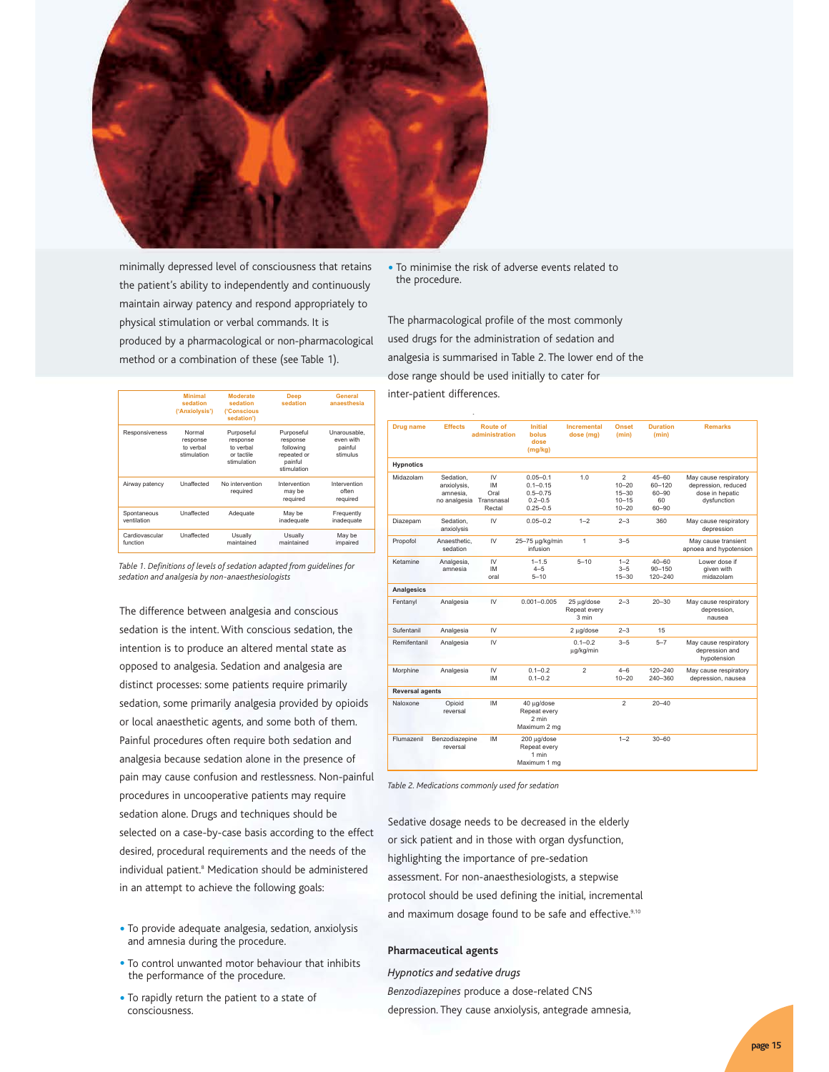minimally depressed level of consciousness that retains the patient's ability to independently and continuously maintain airway patency and respond appropriately to physical stimulation or verbal commands. It is produced by a pharmacological or non-pharmacological method or a combination of these (see Table 1).

| | Minimal sedation ('Anxiolysis') | Moderate sedation ('Conscious sedation') | Deep sedation | General anaesthesia |
|---|---|---|---|---|
| Responsiveness | Normal response to verbal stimulation | Purposeful response to verbal or tactile stimulation | Purposeful response following repeated or painful stimulation | Unarousable, even with painful stimulus |
| Airway patency | Unaffected | No intervention required | Intervention may be required | Intervention often required |
| Spontaneous ventilation | Unaffected | Adequate | May be inadequate | Frequently inadequate |
| Cardiovascular function | Unaffected | Usually maintained | Usually maintained | May be impaired |

*Table 1. Definitions of levels of sedation adapted from guidelines for sedation and analgesia by non-anaesthesiologists*

The difference between analgesia and conscious sedation is the intent. With conscious sedation, the intention is to produce an altered mental state as opposed to analgesia. Sedation and analgesia are distinct processes: some patients require primarily sedation, some primarily analgesia provided by opioids or local anaesthetic agents, and some both of them. Painful procedures often require both sedation and analgesia because sedation alone in the presence of pain may cause confusion and restlessness. Non-painful procedures in uncooperative patients may require sedation alone. Drugs and techniques should be selected on a case-by-case basis according to the effect desired, procedural requirements and the needs of the individual patient.[8] Medication should be administered in an attempt to achieve the following goals:

- To provide adequate analgesia, sedation, anxiolysis and amnesia during the procedure.
- To control unwanted motor behaviour that inhibits the performance of the procedure.
- To rapidly return the patient to a state of consciousness.
- To minimise the risk of adverse events related to the procedure.

The pharmacological profile of the most commonly used drugs for the administration of sedation and analgesia is summarised in Table 2. The lower end of the dose range should be used initially to cater for inter-patient differences.

| Drug name | Effects | Route of administration | Initial bolus dose (mg/kg) | Incremental dose (mg) | Onset (min) | Duration (min) | Remarks |
|---|---|---|---|---|---|---|---|
| **Hypnotics** | | | | | | | |
| Midazolam | Sedation, anxiolysis, amnesia, no analgesia | IV<br>IM<br>Oral<br>Transnasal<br>Rectal | 0.05–0.1<br>0.1–0.15<br>0.5–0.75<br>0.2–0.5<br>0.25–0.5 | 1.0 | 2<br>10–20<br>15–30<br>10–15<br>10–20 | 45–60<br>60–120<br>60–90<br>60<br>60–90 | May cause respiratory depression, reduced dose in hepatic dysfunction |
| Diazepam | Sedation, anxiolysis | IV | 0.05–0.2 | 1–2 | 2–3 | 360 | May cause respiratory depression |
| Propofol | Anaesthetic, sedation | IV | 25–75 μg/kg/min infusion | 1 | 3–5 | | May cause transient apnoea and hypotension |
| Ketamine | Analgesia, amnesia | IV<br>IM<br>oral | 1–1.5<br>4–5<br>5–10 | 5–10 | 1–2<br>3–5<br>15–30 | 40–60<br>90–150<br>120–240 | Lower dose if given with midazolam |
| **Analgesics** | | | | | | | |
| Fentanyl | Analgesia | IV | 0.001–0.005 | 25 μg/dose Repeat every 3 min | 2–3 | 20–30 | May cause respiratory depression, nausea |
| Sufentanil | Analgesia | IV | | 2 μg/dose | 2–3 | 15 | |
| Remifentanil | Analgesia | IV | | 0.1–0.2 μg/kg/min | 3–5 | 5–7 | May cause respiratory depression and hypotension |
| Morphine | Analgesia | IV<br>IM | 0.1–0.2<br>0.1–0.2 | 2 | 4–6<br>10–20 | 120–240<br>240–360 | May cause respiratory depression, nausea |
| **Reversal agents** | | | | | | | |
| Naloxone | Opioid reversal | IM | 40 μg/dose Repeat every 2 min Maximum 2 mg | | 2 | 20–40 | |
| Flumazenil | Benzodiazepine reversal | IM | 200 μg/dose Repeat every 1 min Maximum 1 mg | | 1–2 | 30–60 | |

*Table 2. Medications commonly used for sedation*

Sedative dosage needs to be decreased in the elderly or sick patient and in those with organ dysfunction, highlighting the importance of pre-sedation assessment. For non-anaesthesiologists, a stepwise protocol should be used defining the initial, incremental and maximum dosage found to be safe and effective.[9,10]

### Pharmaceutical agents

*Hypnotics and sedative drugs*

*Benzodiazepines* produce a dose-related CNS depression. They cause anxiolysis, antegrade amnesia,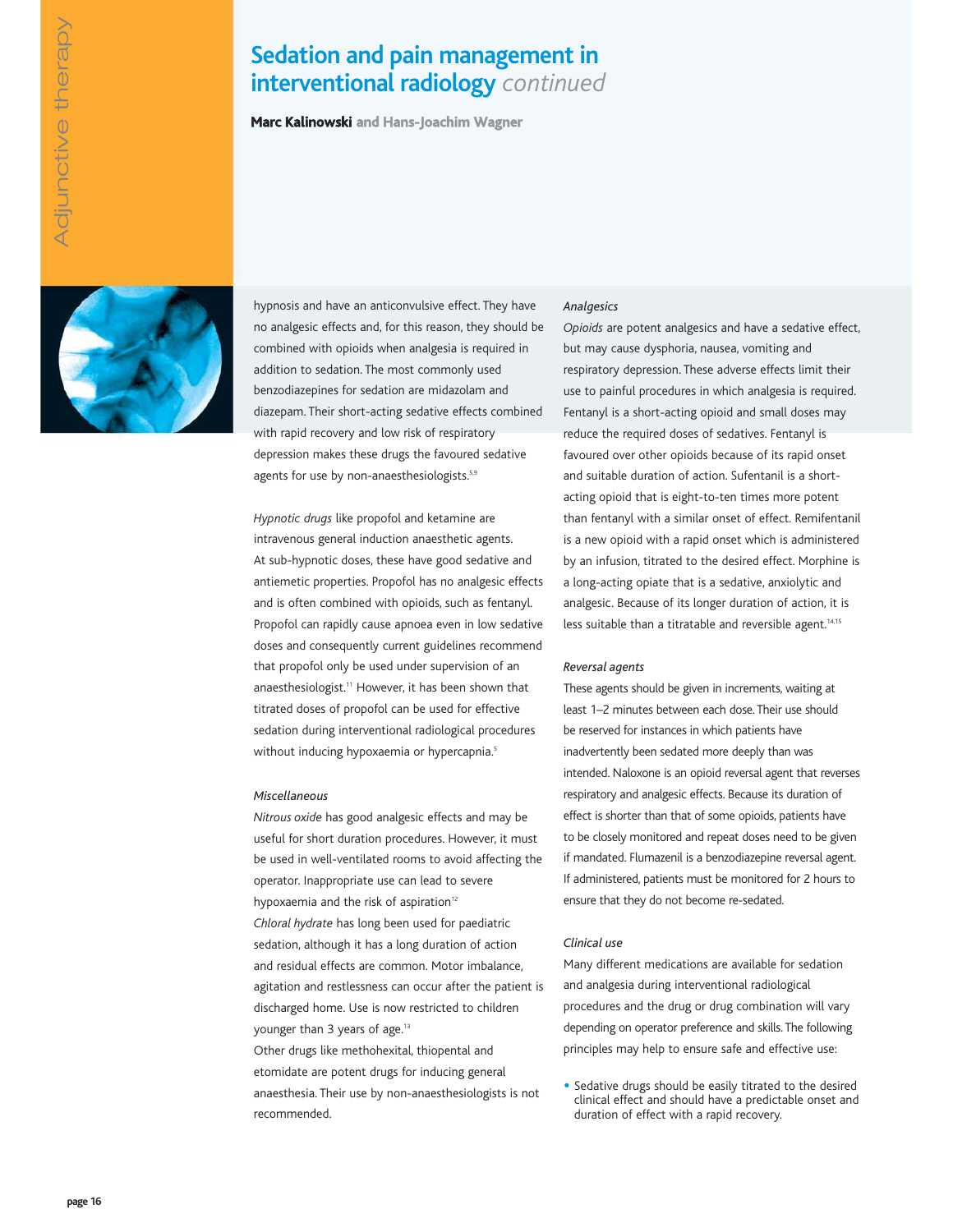# Sedation and pain management in interventional radiology *continued*

**Marc Kalinowski** and Hans-Joachim Wagner

hypnosis and have an anticonvulsive effect. They have no analgesic effects and, for this reason, they should be combined with opioids when analgesia is required in addition to sedation. The most commonly used benzodiazepines for sedation are midazolam and diazepam. Their short-acting sedative effects combined with rapid recovery and low risk of respiratory depression makes these drugs the favoured sedative agents for use by non-anaesthesiologists.[5,9]

*Hypnotic drugs* like propofol and ketamine are intravenous general induction anaesthetic agents. At sub-hypnotic doses, these have good sedative and antiemetic properties. Propofol has no analgesic effects and is often combined with opioids, such as fentanyl. Propofol can rapidly cause apnoea even in low sedative doses and consequently current guidelines recommend that propofol only be used under supervision of an anaesthesiologist.[11] However, it has been shown that titrated doses of propofol can be used for effective sedation during interventional radiological procedures without inducing hypoxaemia or hypercapnia.[5]

*Miscellaneous*

*Nitrous oxide* has good analgesic effects and may be useful for short duration procedures. However, it must be used in well-ventilated rooms to avoid affecting the operator. Inappropriate use can lead to severe hypoxaemia and the risk of aspiration[12]

*Chloral hydrate* has long been used for paediatric sedation, although it has a long duration of action and residual effects are common. Motor imbalance, agitation and restlessness can occur after the patient is discharged home. Use is now restricted to children younger than 3 years of age.[13]

Other drugs like methohexital, thiopental and etomidate are potent drugs for inducing general anaesthesia. Their use by non-anaesthesiologists is not recommended.

*Analgesics*

*Opioids* are potent analgesics and have a sedative effect, but may cause dysphoria, nausea, vomiting and respiratory depression. These adverse effects limit their use to painful procedures in which analgesia is required. Fentanyl is a short-acting opioid and small doses may reduce the required doses of sedatives. Fentanyl is favoured over other opioids because of its rapid onset and suitable duration of action. Sufentanil is a short-acting opioid that is eight-to-ten times more potent than fentanyl with a similar onset of effect. Remifentanil is a new opioid with a rapid onset which is administered by an infusion, titrated to the desired effect. Morphine is a long-acting opiate that is a sedative, anxiolytic and analgesic. Because of its longer duration of action, it is less suitable than a titratable and reversible agent.[14,15]

*Reversal agents*

These agents should be given in increments, waiting at least 1–2 minutes between each dose. Their use should be reserved for instances in which patients have inadvertently been sedated more deeply than was intended. Naloxone is an opioid reversal agent that reverses respiratory and analgesic effects. Because its duration of effect is shorter than that of some opioids, patients have to be closely monitored and repeat doses need to be given if mandated. Flumazenil is a benzodiazepine reversal agent. If administered, patients must be monitored for 2 hours to ensure that they do not become re-sedated.

*Clinical use*

Many different medications are available for sedation and analgesia during interventional radiological procedures and the drug or drug combination will vary depending on operator preference and skills. The following principles may help to ensure safe and effective use:

- Sedative drugs should be easily titrated to the desired clinical effect and should have a predictable onset and duration of effect with a rapid recovery.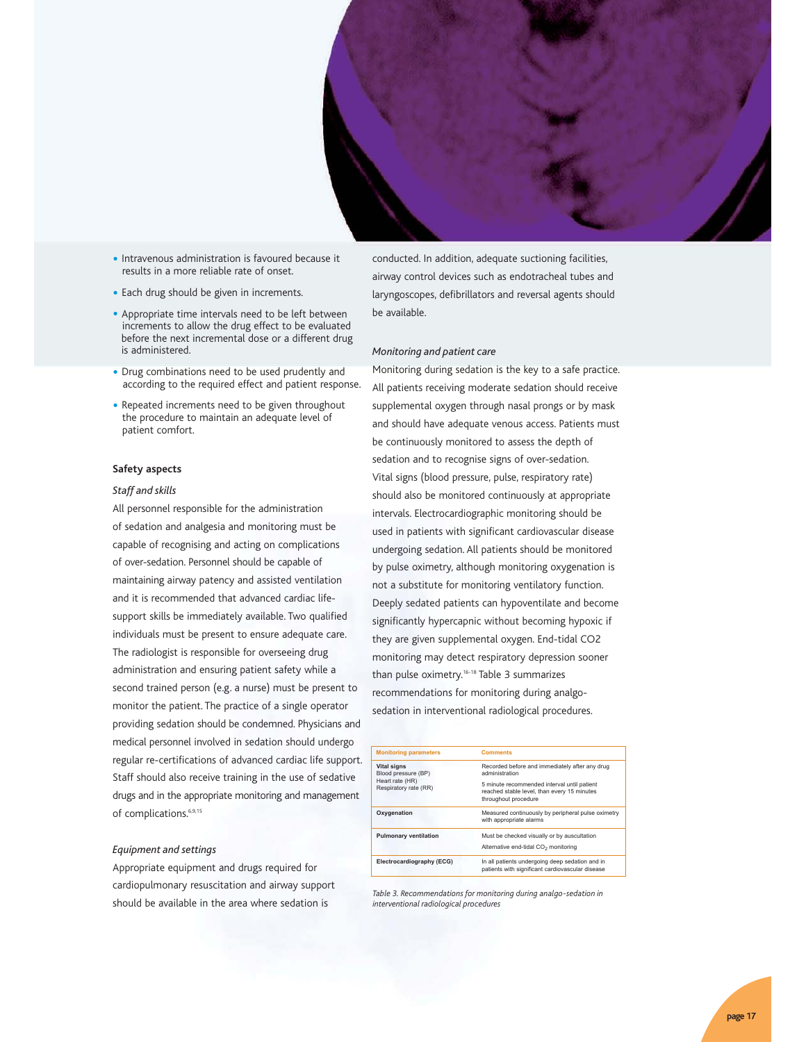- Intravenous administration is favoured because it results in a more reliable rate of onset.
- Each drug should be given in increments.
- Appropriate time intervals need to be left between increments to allow the drug effect to be evaluated before the next incremental dose or a different drug is administered.
- Drug combinations need to be used prudently and according to the required effect and patient response.
- Repeated increments need to be given throughout the procedure to maintain an adequate level of patient comfort.

**Safety aspects**

*Staff and skills*

All personnel responsible for the administration of sedation and analgesia and monitoring must be capable of recognising and acting on complications of over-sedation. Personnel should be capable of maintaining airway patency and assisted ventilation and it is recommended that advanced cardiac life-support skills be immediately available. Two qualified individuals must be present to ensure adequate care. The radiologist is responsible for overseeing drug administration and ensuring patient safety while a second trained person (e.g. a nurse) must be present to monitor the patient. The practice of a single operator providing sedation should be condemned. Physicians and medical personnel involved in sedation should undergo regular re-certifications of advanced cardiac life support. Staff should also receive training in the use of sedative drugs and in the appropriate monitoring and management of complications.[6,9,15]

*Equipment and settings*

Appropriate equipment and drugs required for cardiopulmonary resuscitation and airway support should be available in the area where sedation is conducted. In addition, adequate suctioning facilities, airway control devices such as endotracheal tubes and laryngoscopes, defibrillators and reversal agents should be available.

*Monitoring and patient care*

Monitoring during sedation is the key to a safe practice. All patients receiving moderate sedation should receive supplemental oxygen through nasal prongs or by mask and should have adequate venous access. Patients must be continuously monitored to assess the depth of sedation and to recognise signs of over-sedation. Vital signs (blood pressure, pulse, respiratory rate) should also be monitored continuously at appropriate intervals. Electrocardiographic monitoring should be used in patients with significant cardiovascular disease undergoing sedation. All patients should be monitored by pulse oximetry, although monitoring oxygenation is not a substitute for monitoring ventilatory function. Deeply sedated patients can hypoventilate and become significantly hypercapnic without becoming hypoxic if they are given supplemental oxygen. End-tidal CO2 monitoring may detect respiratory depression sooner than pulse oximetry.[16-18] Table 3 summarizes recommendations for monitoring during analgo-sedation in interventional radiological procedures.

| Monitoring parameters | Comments |
|---|---|
| **Vital signs**<br>Blood pressure (BP)<br>Heart rate (HR)<br>Respiratory rate (RR) | Recorded before and immediately after any drug administration<br>5 minute recommended interval until patient reached stable level, than every 15 minutes throughout procedure |
| **Oxygenation** | Measured continuously by peripheral pulse oximetry with appropriate alarms |
| **Pulmonary ventilation** | Must be checked visually or by auscultation<br>Alternative end-tidal $CO_2$ monitoring |
| **Electrocardiography (ECG)** | In all patients undergoing deep sedation and in patients with significant cardiovascular disease |

*Table 3. Recommendations for monitoring during analgo-sedation in interventional radiological procedures*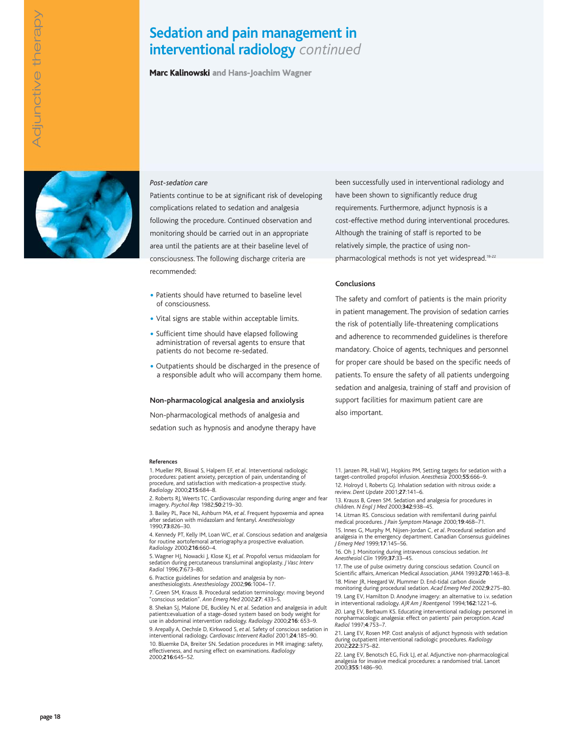# Sedation and pain management in interventional radiology *continued*

**Marc Kalinowski** and Hans-Joachim Wagner

*Post-sedation care*

Patients continue to be at significant risk of developing complications related to sedation and analgesia following the procedure. Continued observation and monitoring should be carried out in an appropriate area until the patients are at their baseline level of consciousness. The following discharge criteria are recommended:

- Patients should have returned to baseline level of consciousness.
- Vital signs are stable within acceptable limits.
- Sufficient time should have elapsed following administration of reversal agents to ensure that patients do not become re-sedated.
- Outpatients should be discharged in the presence of a responsible adult who will accompany them home.

### Non-pharmacological analgesia and anxiolysis

Non-pharmacological methods of analgesia and sedation such as hypnosis and anodyne therapy have been successfully used in interventional radiology and have been shown to significantly reduce drug requirements. Furthermore, adjunct hypnosis is a cost-effective method during interventional procedures. Although the training of staff is reported to be relatively simple, the practice of using non-pharmacological methods is not yet widespread.[19-22]

### Conclusions

The safety and comfort of patients is the main priority in patient management. The provision of sedation carries the risk of potentially life-threatening complications and adherence to recommended guidelines is therefore mandatory. Choice of agents, techniques and personnel for proper care should be based on the specific needs of patients. To ensure the safety of all patients undergoing sedation and analgesia, training of staff and provision of support facilities for maximum patient care are also important.

#### References

1. Mueller PR, Biswal S, Halpern EF, *et al*. Interventional radiologic procedures: patient anxiety, perception of pain, understanding of procedure, and satisfaction with medication-a prospective study. *Radiology* 2000;**215**:684–8.
2. Roberts RJ, Weerts TC. Cardiovascular responding during anger and fear imagery. *Psychol Rep* 1982;**50**:219–30.
3. Bailey PL, Pace NL, Ashburn MA, *et al*. Frequent hypoxemia and apnea after sedation with midazolam and fentanyl. *Anesthesiology* 1990;**73**:826–30.
4. Kennedy PT, Kelly IM, Loan WC, *et al*. Conscious sedation and analgesia for routine aortofemoral arteriography:a prospective evaluation. *Radiology* 2000;**216**:660–4.
5. Wagner HJ, Nowacki J, Klose KJ, *et al*. Propofol versus midazolam for sedation during percutaneous transluminal angioplasty. *J Vasc Interv Radiol* 1996;**7**:673–80.
6. Practice guidelines for sedation and analgesia by non-anesthesiologists. *Anesthesiology* 2002;**96**:1004–17.
7. Green SM, Krauss B. Procedural sedation terminology: moving beyond "conscious sedation". *Ann Emerg Med* 2002;**27**: 433–5.
8. Shekan SJ, Malone DE, Buckley N, *et al*. Sedation and analgesia in adult patients:evaluation of a stage-dosed system based on body weight for use in abdominal intervention radiology. *Radiology* 2000;**216**: 653–9.
9. Arepally A, Oechsle D, Kirkwood S, *et al*. Safety of conscious sedation in interventional radiology. *Cardiovasc Intervent Radiol* 2001;**24**:185–90.
10. Bluemke DA, Breiter SN. Sedation procedures in MR imaging: safety, effectiveness, and nursing effect on examinations. *Radiology* 2000;**216**:645–52.
11. Janzen PR, Hall WJ, Hopkins PM, Setting targets for sedation with a target-controlled propofol infusion. *Anesthesia* 2000;**55**:666–9.
12. Holroyd I, Roberts GJ. Inhalation sedation with nitrous oxide: a review. *Dent Update* 2001;**27**:141–6.
13. Krauss B, Green SM. Sedation and analgesia for procedures in children. *N Engl J Med* 2000;**342**:938–45.
14. Litman RS. Conscious sedation with remifentanil during painful medical procedures. *J Pain Symptom Manage* 2000;**19**:468–71.
15. Innes G, Murphy M, Nijsen-Jordan C, *et al*. Procedural sedation and analgesia in the emergency department. Canadian Consensus guidelines *J Emerg Med* 1999;**17**:145–56.
16. Oh J. Monitoring during intravenous conscious sedation. *Int Anesthesiol Clin* 1999;**37**:33–45.
17. The use of pulse oximetry during conscious sedation. Council on Scientific affairs, American Medical Association. *JAMA* 1993;**270**:1463–8.
18. Miner JR, Heegard W, Plummer D. End-tidal carbon dioxide monitoring during procedural sedation. *Acad Emerg Med* 2002;**9**:275–80.
19. Lang EV, Hamilton D. Anodyne imagery: an alternative to i.v. sedation in interventional radiology. *AJR Am J Roentgenol* 1994;**162**:1221–6.
20. Lang EV, Berbaum KS. Educating interventional radiology personnel in nonpharmacologic analgesia: effect on patients' pain perception. *Acad Radiol* 1997;**4**:753–7.
21. Lang EV, Rosen MP. Cost analysis of adjunct hypnosis with sedation during outpatient interventional radiologic procedures. *Radiology* 2002;**222**:375–82.
22. Lang EV, Benotsch EG, Fick LJ, *et al*. Adjunctive non-pharmacological analgesia for invasive medical procedures: a randomised trial. Lancet 2000;**355**:1486–90.